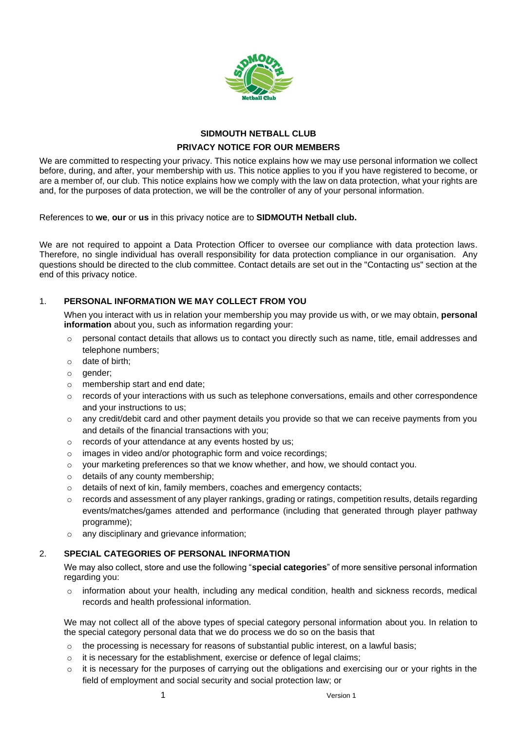# SIDMOUTH NETBALL CLUB

## PRIVACY NOTICE FOR OUR MEMBERS

We are committed to respecting your privacy. This notice explains how we may use personal information we collect before, during, and after, your membership with us. This notice applies to you if you have registered to become, or are a member of, our club. This notice explains how we comply with the law on data protection, what your rights are and, for the purposes of data protection, we will be the controller of any of your personal information.

References to **we**, **our** or **us** in this privacy notice are to **SIDMOUTH Netball club.**

We are not required to appoint a Data Protection Officer to oversee our compliance with data protection laws. Therefore, no single individual has overall responsibility for data protection compliance in our organisation. Any questions should be directed to the club committee. Contact details are set out in the "Contacting us" section at the end of this privacy notice.

## 1. PERSONAL INFORMATION WE MAY COLLECT FROM YOU

When you interact with us in relation your membership you may provide us with, or we may obtain, **personal information** about you, such as information regarding your:

- personal contact details that allows us to contact you directly such as name, title, email addresses and telephone numbers;
- date of birth;
- gender;
- membership start and end date;
- records of your interactions with us such as telephone conversations, emails and other correspondence and your instructions to us;
- any credit/debit card and other payment details you provide so that we can receive payments from you and details of the financial transactions with you;
- records of your attendance at any events hosted by us;
- images in video and/or photographic form and voice recordings;
- your marketing preferences so that we know whether, and how, we should contact you.
- details of any county membership;
- details of next of kin, family members, coaches and emergency contacts;
- records and assessment of any player rankings, grading or ratings, competition results, details regarding events/matches/games attended and performance (including that generated through player pathway programme);
- any disciplinary and grievance information;

## 2. SPECIAL CATEGORIES OF PERSONAL INFORMATION

We may also collect, store and use the following "**special categories**" of more sensitive personal information regarding you:

- information about your health, including any medical condition, health and sickness records, medical records and health professional information.

We may not collect all of the above types of special category personal information about you. In relation to the special category personal data that we do process we do so on the basis that

- the processing is necessary for reasons of substantial public interest, on a lawful basis;
- it is necessary for the establishment, exercise or defence of legal claims;
- it is necessary for the purposes of carrying out the obligations and exercising our or your rights in the field of employment and social security and social protection law; or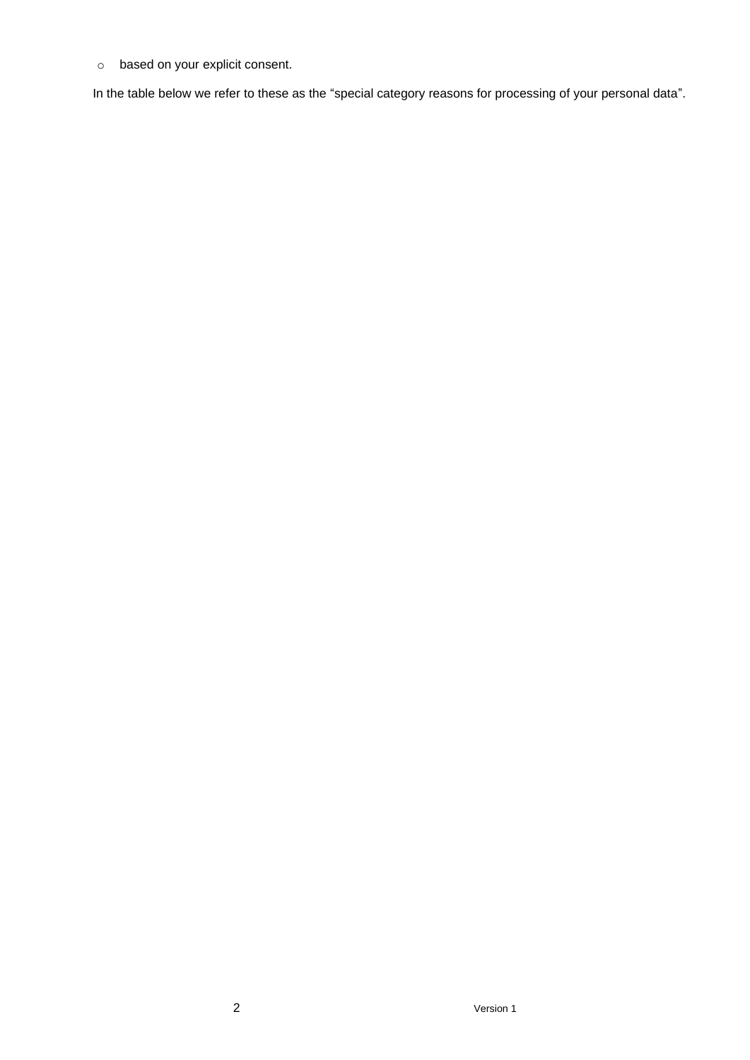- based on your explicit consent.

In the table below we refer to these as the "special category reasons for processing of your personal data".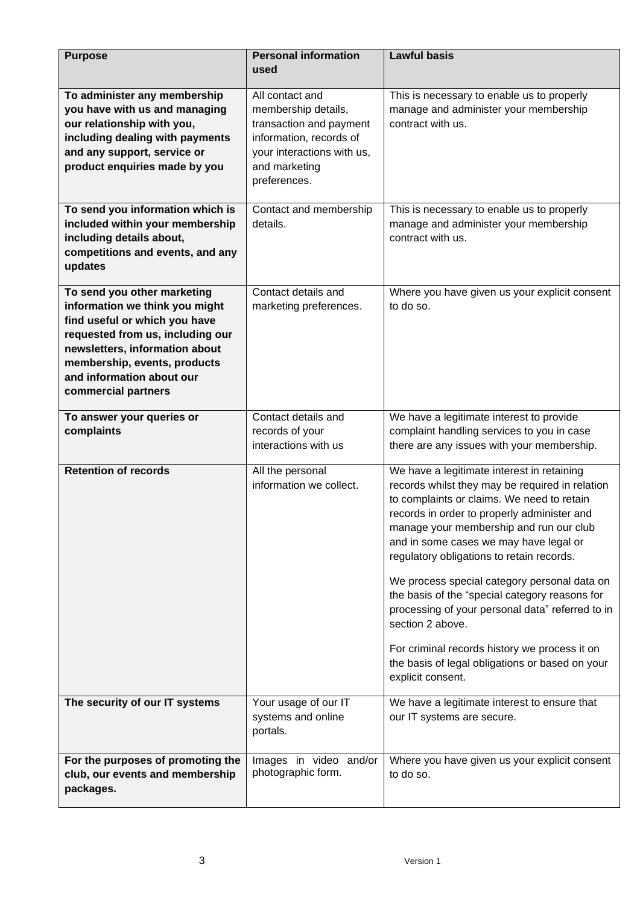| Purpose | Personal information used | Lawful basis |
|---|---|---|
| **To administer any membership you have with us and managing our relationship with you, including dealing with payments and any support, service or product enquiries made by you** | All contact and membership details, transaction and payment information, records of your interactions with us, and marketing preferences. | This is necessary to enable us to properly manage and administer your membership contract with us. |
| **To send you information which is included within your membership including details about, competitions and events, and any updates** | Contact and membership details. | This is necessary to enable us to properly manage and administer your membership contract with us. |
| **To send you other marketing information we think you might find useful or which you have requested from us, including our newsletters, information about membership, events, products and information about our commercial partners** | Contact details and marketing preferences. | Where you have given us your explicit consent to do so. |
| **To answer your queries or complaints** | Contact details and records of your interactions with us | We have a legitimate interest to provide complaint handling services to you in case there are any issues with your membership. |
| **Retention of records** | All the personal information we collect. | We have a legitimate interest in retaining records whilst they may be required in relation to complaints or claims. We need to retain records in order to properly administer and manage your membership and run our club and in some cases we may have legal or regulatory obligations to retain records.<br><br>We process special category personal data on the basis of the "special category reasons for processing of your personal data" referred to in section 2 above.<br><br>For criminal records history we process it on the basis of legal obligations or based on your explicit consent. |
| **The security of our IT systems** | Your usage of our IT systems and online portals. | We have a legitimate interest to ensure that our IT systems are secure. |
| **For the purposes of promoting the club, our events and membership packages.** | Images in video and/or photographic form. | Where you have given us your explicit consent to do so. |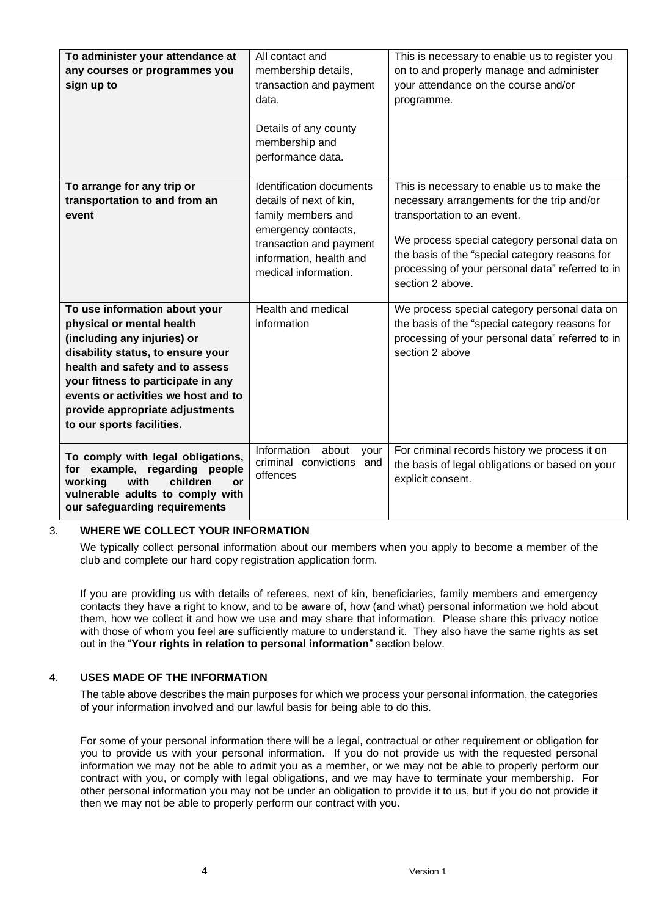| **To administer your attendance at any courses or programmes you sign up to** | All contact and membership details, transaction and payment data.<br><br>Details of any county membership and performance data. | This is necessary to enable us to register you on to and properly manage and administer your attendance on the course and/or programme. |
|---|---|---|
| **To arrange for any trip or transportation to and from an event** | Identification documents details of next of kin, family members and emergency contacts, transaction and payment information, health and medical information. | This is necessary to enable us to make the necessary arrangements for the trip and/or transportation to an event.<br><br>We process special category personal data on the basis of the "special category reasons for processing of your personal data" referred to in section 2 above. |
| **To use information about your physical or mental health (including any injuries) or disability status, to ensure your health and safety and to assess your fitness to participate in any events or activities we host and to provide appropriate adjustments to our sports facilities.** | Health and medical information | We process special category personal data on the basis of the "special category reasons for processing of your personal data" referred to in section 2 above |
| **To comply with legal obligations, for example, regarding people working with children or vulnerable adults to comply with our safeguarding requirements** | Information about your criminal convictions and offences | For criminal records history we process it on the basis of legal obligations or based on your explicit consent. |

## 3. WHERE WE COLLECT YOUR INFORMATION

We typically collect personal information about our members when you apply to become a member of the club and complete our hard copy registration application form.

If you are providing us with details of referees, next of kin, beneficiaries, family members and emergency contacts they have a right to know, and to be aware of, how (and what) personal information we hold about them, how we collect it and how we use and may share that information. Please share this privacy notice with those of whom you feel are sufficiently mature to understand it. They also have the same rights as set out in the "**Your rights in relation to personal information**" section below.

## 4. USES MADE OF THE INFORMATION

The table above describes the main purposes for which we process your personal information, the categories of your information involved and our lawful basis for being able to do this.

For some of your personal information there will be a legal, contractual or other requirement or obligation for you to provide us with your personal information. If you do not provide us with the requested personal information we may not be able to admit you as a member, or we may not be able to properly perform our contract with you, or comply with legal obligations, and we may have to terminate your membership. For other personal information you may not be under an obligation to provide it to us, but if you do not provide it then we may not be able to properly perform our contract with you.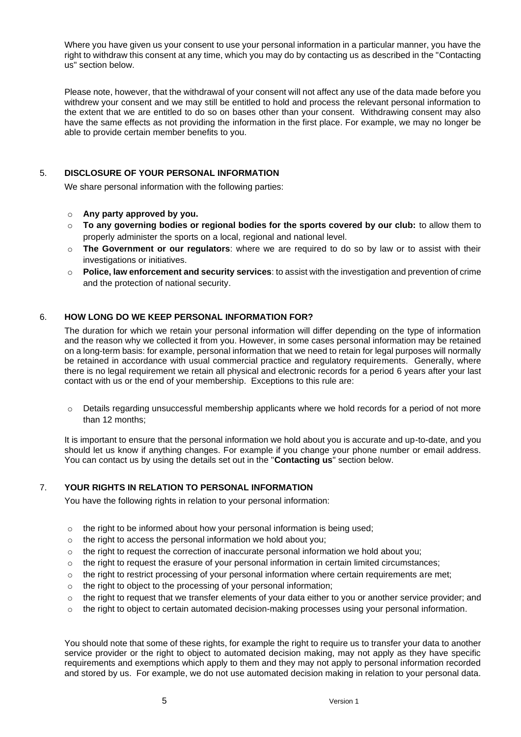Where you have given us your consent to use your personal information in a particular manner, you have the right to withdraw this consent at any time, which you may do by contacting us as described in the "Contacting us" section below.

Please note, however, that the withdrawal of your consent will not affect any use of the data made before you withdrew your consent and we may still be entitled to hold and process the relevant personal information to the extent that we are entitled to do so on bases other than your consent. Withdrawing consent may also have the same effects as not providing the information in the first place. For example, we may no longer be able to provide certain member benefits to you.

## 5. DISCLOSURE OF YOUR PERSONAL INFORMATION

We share personal information with the following parties:

- **Any party approved by you.**
- **To any governing bodies or regional bodies for the sports covered by our club:** to allow them to properly administer the sports on a local, regional and national level.
- **The Government or our regulators**: where we are required to do so by law or to assist with their investigations or initiatives.
- **Police, law enforcement and security services**: to assist with the investigation and prevention of crime and the protection of national security.

## 6. HOW LONG DO WE KEEP PERSONAL INFORMATION FOR?

The duration for which we retain your personal information will differ depending on the type of information and the reason why we collected it from you. However, in some cases personal information may be retained on a long-term basis: for example, personal information that we need to retain for legal purposes will normally be retained in accordance with usual commercial practice and regulatory requirements. Generally, where there is no legal requirement we retain all physical and electronic records for a period 6 years after your last contact with us or the end of your membership. Exceptions to this rule are:

- Details regarding unsuccessful membership applicants where we hold records for a period of not more than 12 months;

It is important to ensure that the personal information we hold about you is accurate and up-to-date, and you should let us know if anything changes. For example if you change your phone number or email address. You can contact us by using the details set out in the "**Contacting us**" section below.

## 7. YOUR RIGHTS IN RELATION TO PERSONAL INFORMATION

You have the following rights in relation to your personal information:

- the right to be informed about how your personal information is being used;
- the right to access the personal information we hold about you;
- the right to request the correction of inaccurate personal information we hold about you;
- the right to request the erasure of your personal information in certain limited circumstances;
- the right to restrict processing of your personal information where certain requirements are met;
- the right to object to the processing of your personal information;
- the right to request that we transfer elements of your data either to you or another service provider; and
- the right to object to certain automated decision-making processes using your personal information.

You should note that some of these rights, for example the right to require us to transfer your data to another service provider or the right to object to automated decision making, may not apply as they have specific requirements and exemptions which apply to them and they may not apply to personal information recorded and stored by us. For example, we do not use automated decision making in relation to your personal data.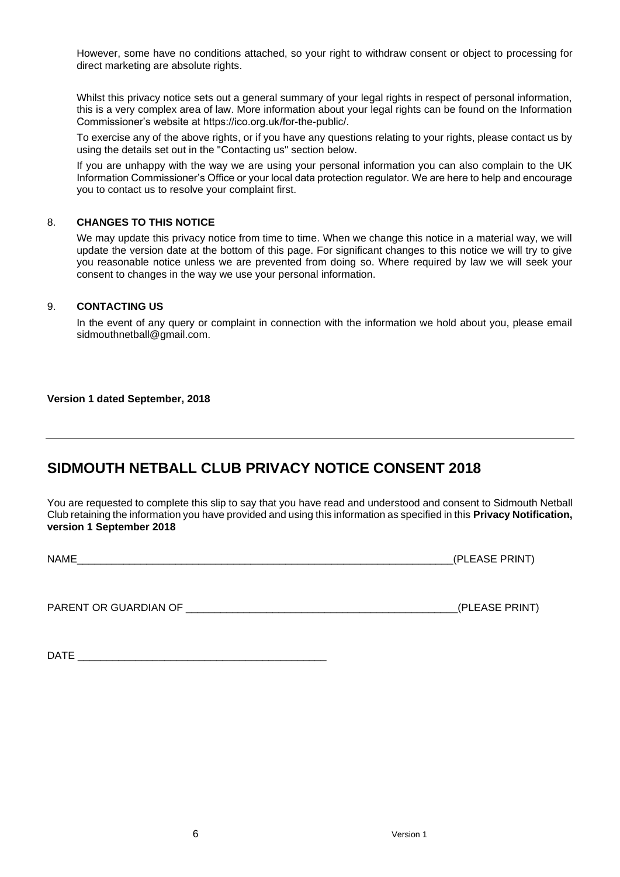However, some have no conditions attached, so your right to withdraw consent or object to processing for direct marketing are absolute rights.

Whilst this privacy notice sets out a general summary of your legal rights in respect of personal information, this is a very complex area of law. More information about your legal rights can be found on the Information Commissioner's website at https://ico.org.uk/for-the-public/.

To exercise any of the above rights, or if you have any questions relating to your rights, please contact us by using the details set out in the "Contacting us" section below.

If you are unhappy with the way we are using your personal information you can also complain to the UK Information Commissioner's Office or your local data protection regulator. We are here to help and encourage you to contact us to resolve your complaint first.

8. **CHANGES TO THIS NOTICE**

We may update this privacy notice from time to time. When we change this notice in a material way, we will update the version date at the bottom of this page. For significant changes to this notice we will try to give you reasonable notice unless we are prevented from doing so. Where required by law we will seek your consent to changes in the way we use your personal information.

9. **CONTACTING US**

In the event of any query or complaint in connection with the information we hold about you, please email sidmouthnetball@gmail.com.

**Version 1 dated September, 2018**

---

## SIDMOUTH NETBALL CLUB PRIVACY NOTICE CONSENT 2018

You are requested to complete this slip to say that you have read and understood and consent to Sidmouth Netball Club retaining the information you have provided and using this information as specified in this **Privacy Notification, version 1 September 2018**

NAME_________________________________________________________________(PLEASE PRINT)

PARENT OR GUARDIAN OF ________________________________________________(PLEASE PRINT)

DATE ___________________________________________